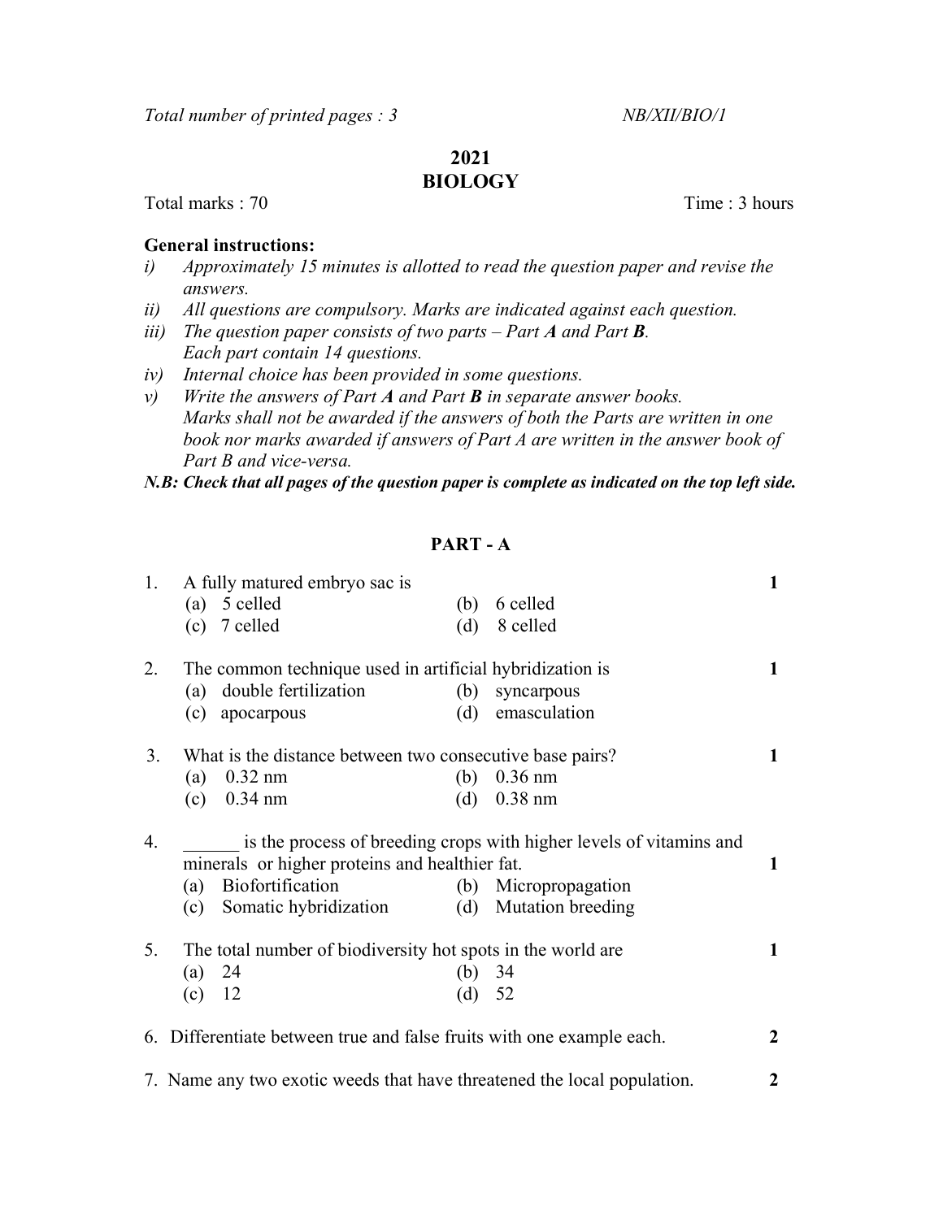Total number of printed pages : 3 NB/XII/BIO/1

# 2021
# BIOLOGY

Total marks : 70 Time : 3 hours

**General instructions:**

*i) Approximately 15 minutes is allotted to read the question paper and revise the answers.*
*ii) All questions are compulsory. Marks are indicated against each question.*
*iii) The question paper consists of two parts – Part **A** and Part **B**. Each part contain 14 questions.*
*iv) Internal choice has been provided in some questions.*
*v) Write the answers of Part **A** and Part **B** in separate answer books. Marks shall not be awarded if the answers of both the Parts are written in one book nor marks awarded if answers of Part A are written in the answer book of Part B and vice-versa.*

***N.B: Check that all pages of the question paper is complete as indicated on the top left side.***

## PART - A

1. A fully matured embryo sac is **1**
   (a) 5 celled (b) 6 celled
   (c) 7 celled (d) 8 celled

2. The common technique used in artificial hybridization is **1**
   (a) double fertilization (b) syncarpous
   (c) apocarpous (d) emasculation

3. What is the distance between two consecutive base pairs? **1**
   (a) 0.32 nm (b) 0.36 nm
   (c) 0.34 nm (d) 0.38 nm

4. ______ is the process of breeding crops with higher levels of vitamins and minerals or higher proteins and healthier fat. **1**
   (a) Biofortification (b) Micropropagation
   (c) Somatic hybridization (d) Mutation breeding

5. The total number of biodiversity hot spots in the world are **1**
   (a) 24 (b) 34
   (c) 12 (d) 52

6. Differentiate between true and false fruits with one example each. **2**

7. Name any two exotic weeds that have threatened the local population. **2**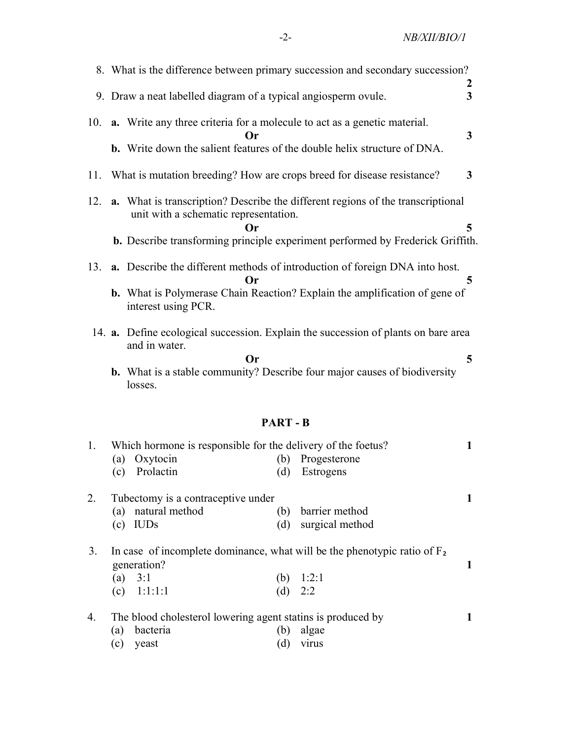8. What is the difference between primary succession and secondary succession? **2**

9. Draw a neat labelled diagram of a typical angiosperm ovule. **3**

10. **a.** Write any three criteria for a molecule to act as a genetic material.

    **Or** **3**

    **b.** Write down the salient features of the double helix structure of DNA.

11. What is mutation breeding? How are crops breed for disease resistance? **3**

12. **a.** What is transcription? Describe the different regions of the transcriptional unit with a schematic representation.

    **Or** **5**

    **b.** Describe transforming principle experiment performed by Frederick Griffith.

13. **a.** Describe the different methods of introduction of foreign DNA into host.

    **Or** **5**

    **b.** What is Polymerase Chain Reaction? Explain the amplification of gene of interest using PCR.

14. **a.** Define ecological succession. Explain the succession of plants on bare area and in water.

    **Or** **5**

    **b.** What is a stable community? Describe four major causes of biodiversity losses.

## PART - B

1. Which hormone is responsible for the delivery of the foetus? **1**

   (a) Oxytocin (b) Progesterone

   (c) Prolactin (d) Estrogens

2. Tubectomy is a contraceptive under **1**

   (a) natural method (b) barrier method

   (c) IUDs (d) surgical method

3. In case of incomplete dominance, what will be the phenotypic ratio of $F_2$ generation? **1**

   (a) 3:1 (b) 1:2:1

   (c) 1:1:1:1 (d) 2:2

4. The blood cholesterol lowering agent statins is produced by **1**

   (a) bacteria (b) algae

   (c) yeast (d) virus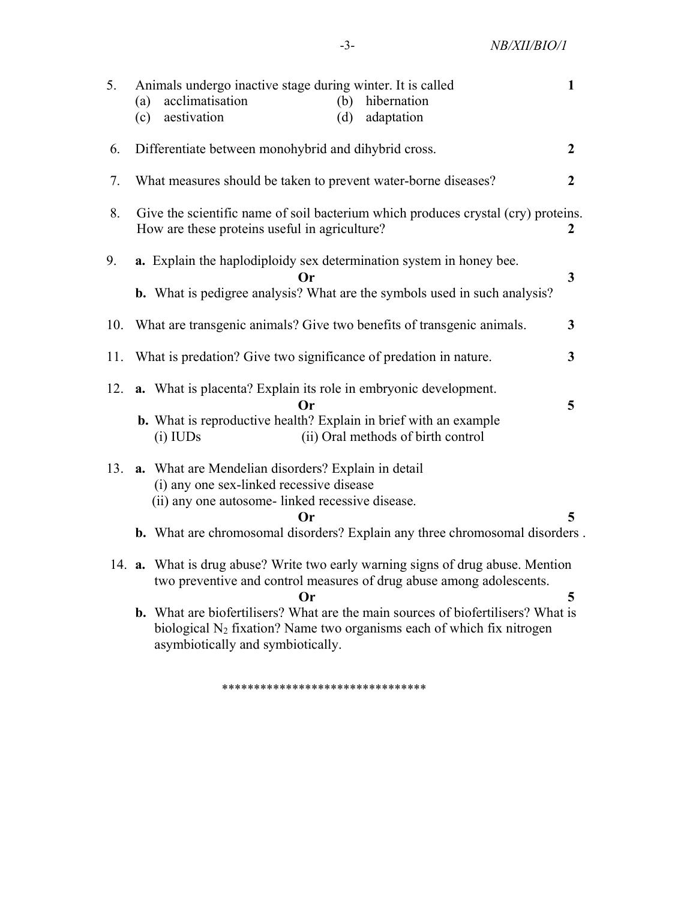5. Animals undergo inactive stage during winter. It is called **1**
   (a) acclimatisation (b) hibernation
   (c) aestivation (d) adaptation

6. Differentiate between monohybrid and dihybrid cross. **2**

7. What measures should be taken to prevent water-borne diseases? **2**

8. Give the scientific name of soil bacterium which produces crystal (cry) proteins. How are these proteins useful in agriculture? **2**

9. **a.** Explain the haplodiploidy sex determination system in honey bee.
   **Or** **3**
   **b.** What is pedigree analysis? What are the symbols used in such analysis?

10. What are transgenic animals? Give two benefits of transgenic animals. **3**

11. What is predation? Give two significance of predation in nature. **3**

12. **a.** What is placenta? Explain its role in embryonic development.
    **Or** **5**
    **b.** What is reproductive health? Explain in brief with an example
    (i) IUDs (ii) Oral methods of birth control

13. **a.** What are Mendelian disorders? Explain in detail
    (i) any one sex-linked recessive disease
    (ii) any one autosome- linked recessive disease.
    **Or** **5**
    **b.** What are chromosomal disorders? Explain any three chromosomal disorders .

14. **a.** What is drug abuse? Write two early warning signs of drug abuse. Mention two preventive and control measures of drug abuse among adolescents.
    **Or** **5**
    **b.** What are biofertilisers? What are the main sources of biofertilisers? What is biological $N_2$ fixation? Name two organisms each of which fix nitrogen asymbiotically and symbiotically.

*******************************